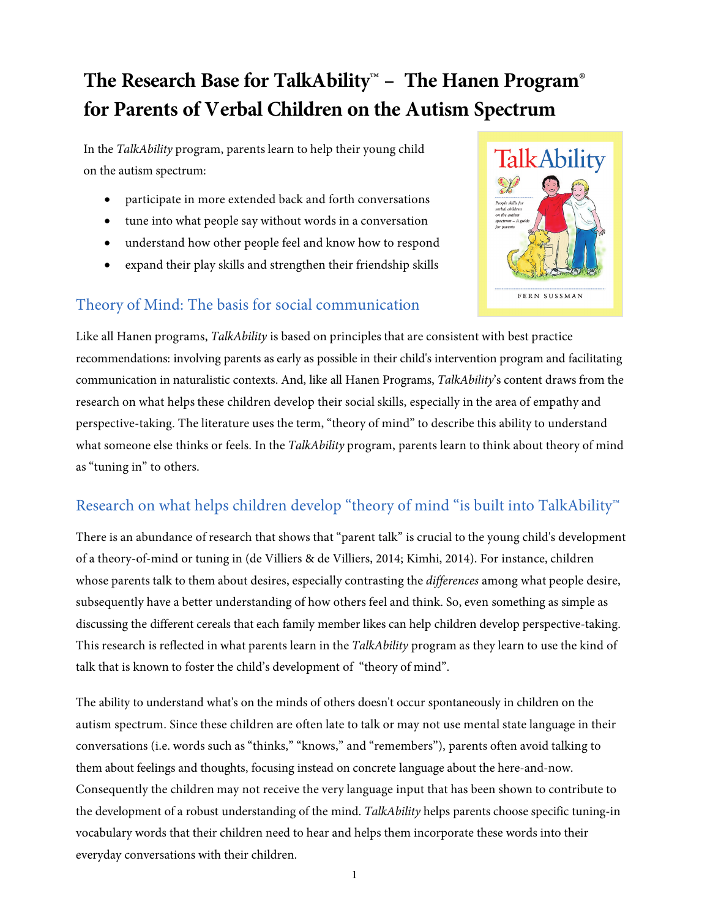# The Research Base for TalkAbility™ – The Hanen Program® for Parents of Verbal Children on the Autism Spectrum

In the *TalkAbility* program, parents learn to help their young child on the autism spectrum:

- participate in more extended back and forth conversations
- tune into what people say without words in a conversation
- understand how other people feel and know how to respond
- expand their play skills and strengthen their friendship skills

## Theory of Mind: The basis for social communication

Like all Hanen programs, *TalkAbility* is based on principles that are consistent with best practice recommendations: involving parents as early as possible in their child's intervention program and facilitating communication in naturalistic contexts. And, like all Hanen Programs, *TalkAbility*'s content draws from the research on what helps these children develop their social skills, especially in the area of empathy and perspective-taking. The literature uses the term, "theory of mind" to describe this ability to understand what someone else thinks or feels. In the *TalkAbility* program, parents learn to think about theory of mind as "tuning in" to others.

## Research on what helps children develop "theory of mind "is built into TalkAbility™

There is an abundance of research that shows that "parent talk" is crucial to the young child's development of a theory-of-mind or tuning in (de Villiers & de Villiers, 2014; Kimhi, 2014). For instance, children whose parents talk to them about desires, especially contrasting the *differences* among what people desire, subsequently have a better understanding of how others feel and think. So, even something as simple as discussing the different cereals that each family member likes can help children develop perspective-taking. This research is reflected in what parents learn in the *TalkAbility* program as they learn to use the kind of talk that is known to foster the child's development of "theory of mind".

The ability to understand what's on the minds of others doesn't occur spontaneously in children on the autism spectrum. Since these children are often late to talk or may not use mental state language in their conversations (i.e. words such as "thinks," "knows," and "remembers"), parents often avoid talking to them about feelings and thoughts, focusing instead on concrete language about the here-and-now. Consequently the children may not receive the very language input that has been shown to contribute to the development of a robust understanding of the mind. *TalkAbility* helps parents choose specific tuning-in vocabulary words that their children need to hear and helps them incorporate these words into their everyday conversations with their children.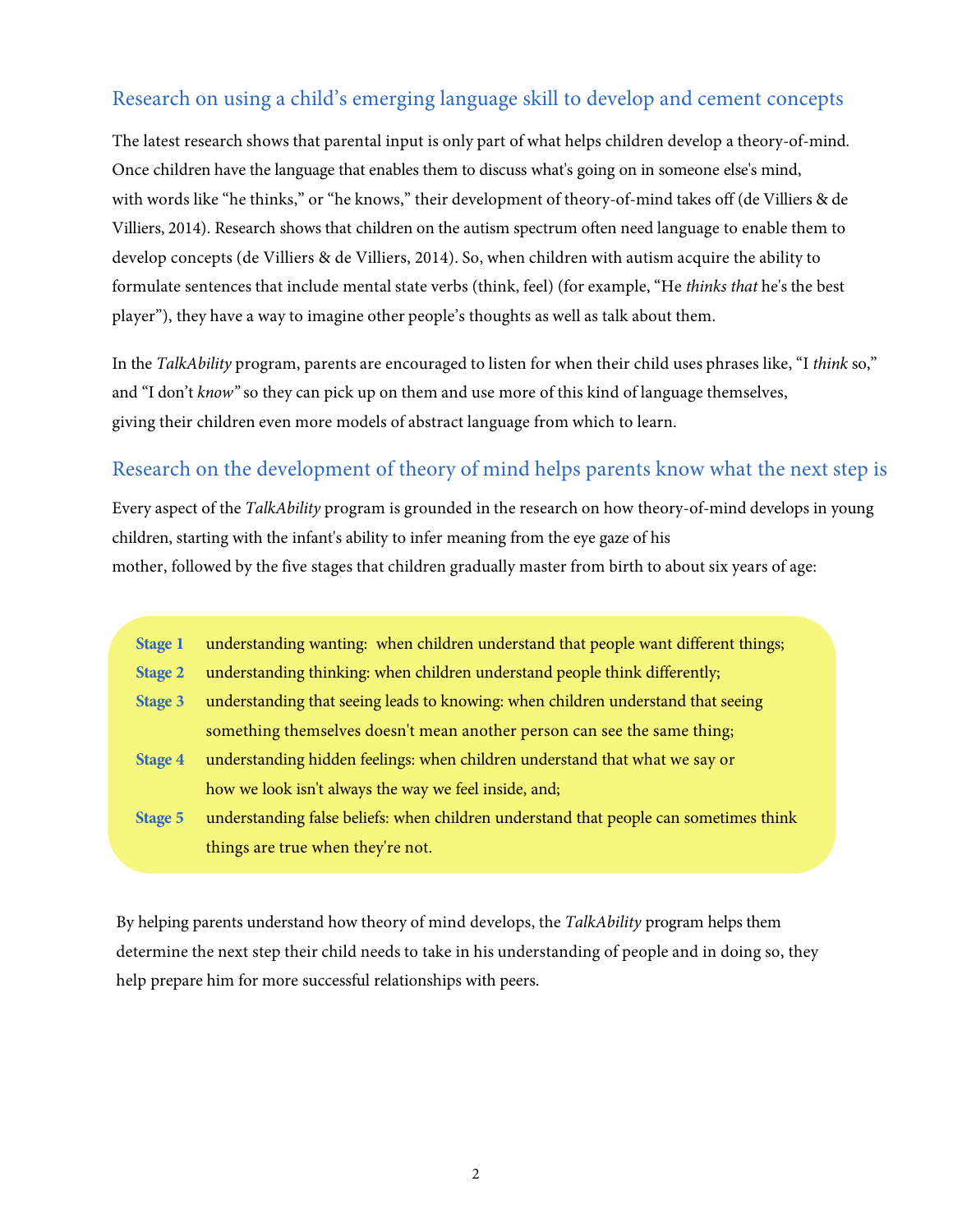## Research on using a child's emerging language skill to develop and cement concepts

The latest research shows that parental input is only part of what helps children develop a theory-of-mind. Once children have the language that enables them to discuss what's going on in someone else's mind, with words like "he thinks," or "he knows," their development of theory-of-mind takes off (de Villiers & de Villiers, 2014). Research shows that children on the autism spectrum often need language to enable them to develop concepts (de Villiers & de Villiers, 2014). So, when children with autism acquire the ability to formulate sentences that include mental state verbs (think, feel) (for example, "He *thinks that* he's the best player"), they have a way to imagine other people's thoughts as well as talk about them.

In the *TalkAbility* program, parents are encouraged to listen for when their child uses phrases like, "I *think* so," and "I don't *know"* so they can pick up on them and use more of this kind of language themselves, giving their children even more models of abstract language from which to learn.

## Research on the development of theory of mind helps parents know what the next step is

Every aspect of the *TalkAbility* program is grounded in the research on how theory-of-mind develops in young children, starting with the infant's ability to infer meaning from the eye gaze of his mother, followed by the five stages that children gradually master from birth to about six years of age:

- **Stage 1** understanding wanting: when children understand that people want different things;
- **Stage 2** understanding thinking: when children understand people think differently;
- **Stage 3** understanding that seeing leads to knowing: when children understand that seeing something themselves doesn't mean another person can see the same thing;
- **Stage 4** understanding hidden feelings: when children understand that what we say or how we look isn't always the way we feel inside, and;
- **Stage 5** understanding false beliefs: when children understand that people can sometimes think things are true when they're not.

By helping parents understand how theory of mind develops, the *TalkAbility* program helps them determine the next step their child needs to take in his understanding of people and in doing so, they help prepare him for more successful relationships with peers.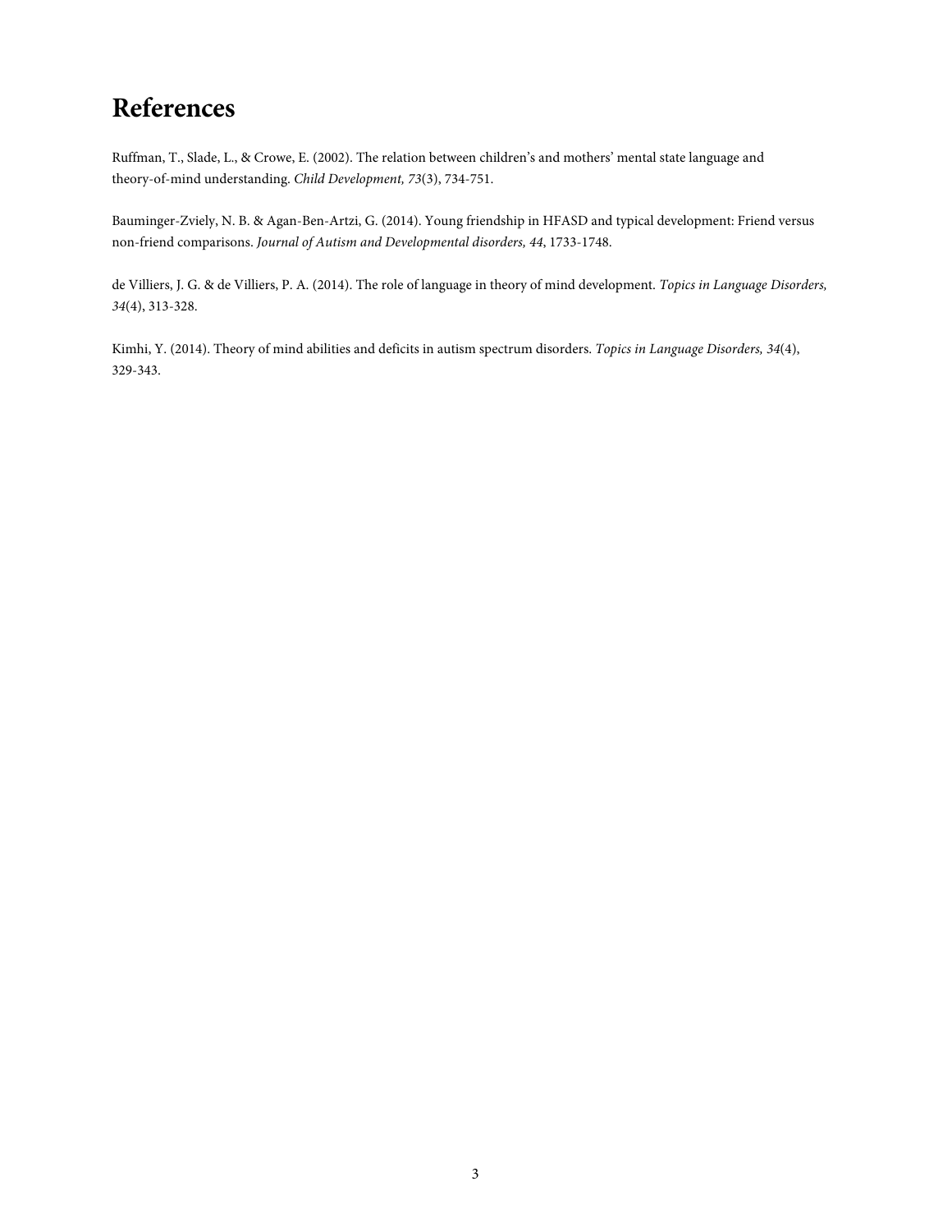# References

Ruffman, T., Slade, L., & Crowe, E. (2002). The relation between children's and mothers' mental state language and theory-of-mind understanding. *Child Development, 73*(3), 734-751.

Bauminger-Zviely, N. B. & Agan-Ben-Artzi, G. (2014). Young friendship in HFASD and typical development: Friend versus non-friend comparisons. *Journal of Autism and Developmental disorders, 44*, 1733-1748.

de Villiers, J. G. & de Villiers, P. A. (2014). The role of language in theory of mind development. *Topics in Language Disorders, 34*(4), 313-328.

Kimhi, Y. (2014). Theory of mind abilities and deficits in autism spectrum disorders. *Topics in Language Disorders, 34*(4), 329-343.